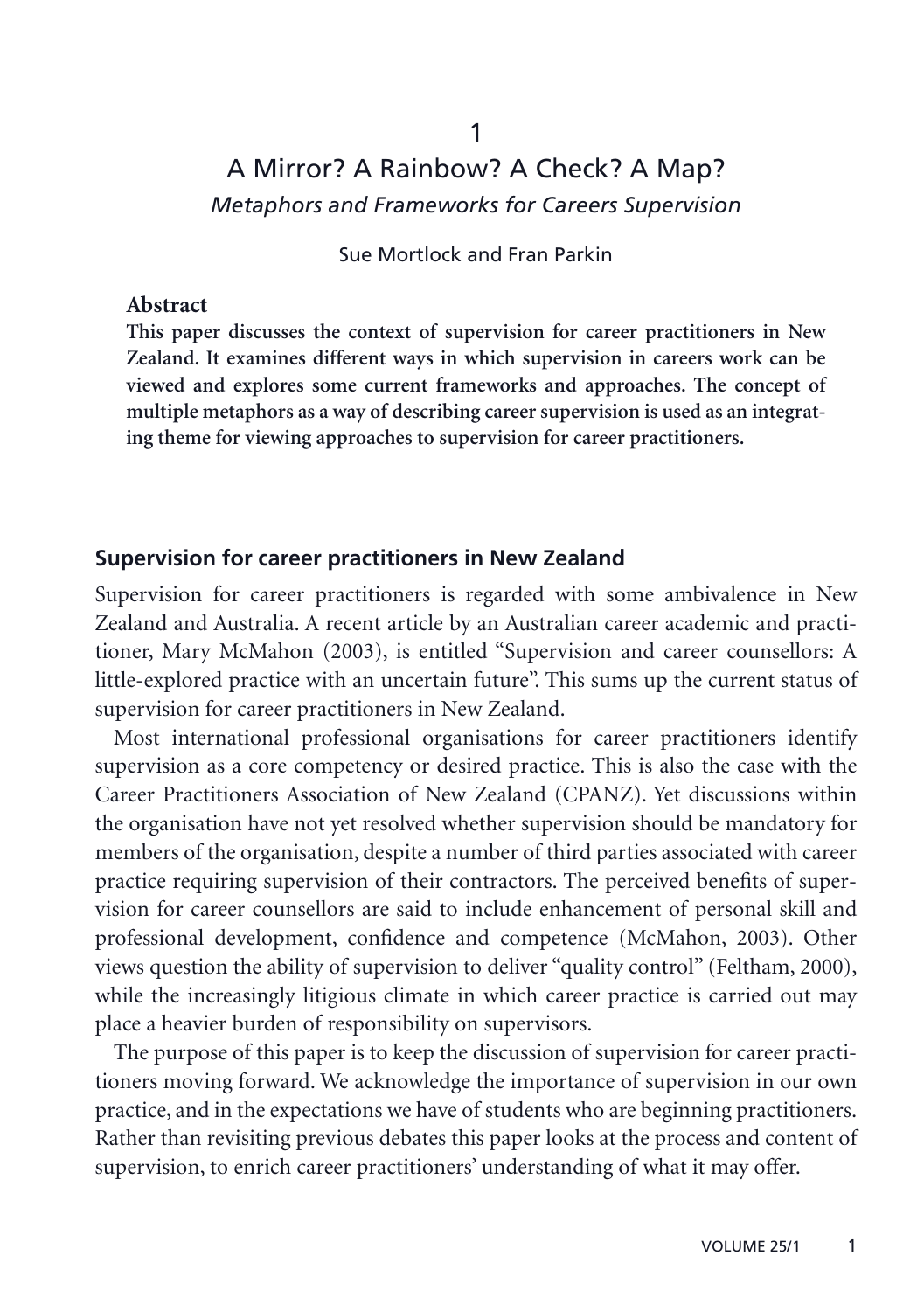# 1

# A Mirror? A Rainbow? A Check? A Map?

*Metaphors and Frameworks for Careers Supervision*

Sue Mortlock and Fran Parkin

**Abstract**

**This paper discusses the context of supervision for career practitioners in New Zealand. It examines different ways in which supervision in careers work can be viewed and explores some current frameworks and approaches. The concept of multiple metaphors as a way of describing career supervision is used as an integrating theme for viewing approaches to supervision for career practitioners.**

## Supervision for career practitioners in New Zealand

Supervision for career practitioners is regarded with some ambivalence in New Zealand and Australia. A recent article by an Australian career academic and practitioner, Mary McMahon (2003), is entitled "Supervision and career counsellors: A little-explored practice with an uncertain future". This sums up the current status of supervision for career practitioners in New Zealand.

Most international professional organisations for career practitioners identify supervision as a core competency or desired practice. This is also the case with the Career Practitioners Association of New Zealand (CPANZ). Yet discussions within the organisation have not yet resolved whether supervision should be mandatory for members of the organisation, despite a number of third parties associated with career practice requiring supervision of their contractors. The perceived benefits of supervision for career counsellors are said to include enhancement of personal skill and professional development, confidence and competence (McMahon, 2003). Other views question the ability of supervision to deliver "quality control" (Feltham, 2000), while the increasingly litigious climate in which career practice is carried out may place a heavier burden of responsibility on supervisors.

The purpose of this paper is to keep the discussion of supervision for career practitioners moving forward. We acknowledge the importance of supervision in our own practice, and in the expectations we have of students who are beginning practitioners. Rather than revisiting previous debates this paper looks at the process and content of supervision, to enrich career practitioners' understanding of what it may offer.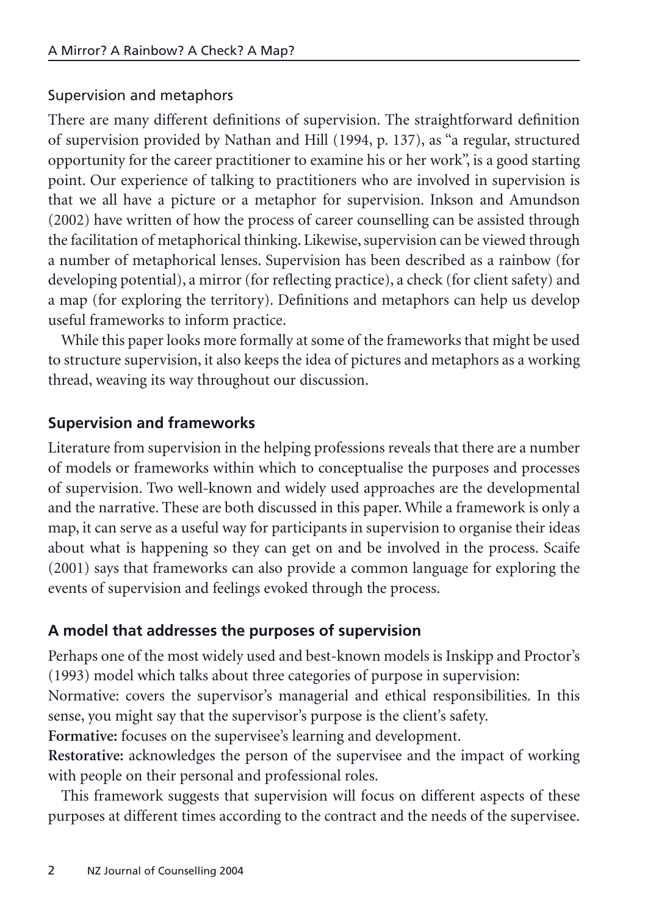## Supervision and metaphors

There are many different definitions of supervision. The straightforward definition of supervision provided by Nathan and Hill (1994, p. 137), as "a regular, structured opportunity for the career practitioner to examine his or her work", is a good starting point. Our experience of talking to practitioners who are involved in supervision is that we all have a picture or a metaphor for supervision. Inkson and Amundson (2002) have written of how the process of career counselling can be assisted through the facilitation of metaphorical thinking. Likewise, supervision can be viewed through a number of metaphorical lenses. Supervision has been described as a rainbow (for developing potential), a mirror (for reflecting practice), a check (for client safety) and a map (for exploring the territory). Definitions and metaphors can help us develop useful frameworks to inform practice.

While this paper looks more formally at some of the frameworks that might be used to structure supervision, it also keeps the idea of pictures and metaphors as a working thread, weaving its way throughout our discussion.

## Supervision and frameworks

Literature from supervision in the helping professions reveals that there are a number of models or frameworks within which to conceptualise the purposes and processes of supervision. Two well-known and widely used approaches are the developmental and the narrative. These are both discussed in this paper. While a framework is only a map, it can serve as a useful way for participants in supervision to organise their ideas about what is happening so they can get on and be involved in the process. Scaife (2001) says that frameworks can also provide a common language for exploring the events of supervision and feelings evoked through the process.

## A model that addresses the purposes of supervision

Perhaps one of the most widely used and best-known models is Inskipp and Proctor's (1993) model which talks about three categories of purpose in supervision:

Normative: covers the supervisor's managerial and ethical responsibilities. In this sense, you might say that the supervisor's purpose is the client's safety.

**Formative:** focuses on the supervisee's learning and development.

**Restorative:** acknowledges the person of the supervisee and the impact of working with people on their personal and professional roles.

This framework suggests that supervision will focus on different aspects of these purposes at different times according to the contract and the needs of the supervisee.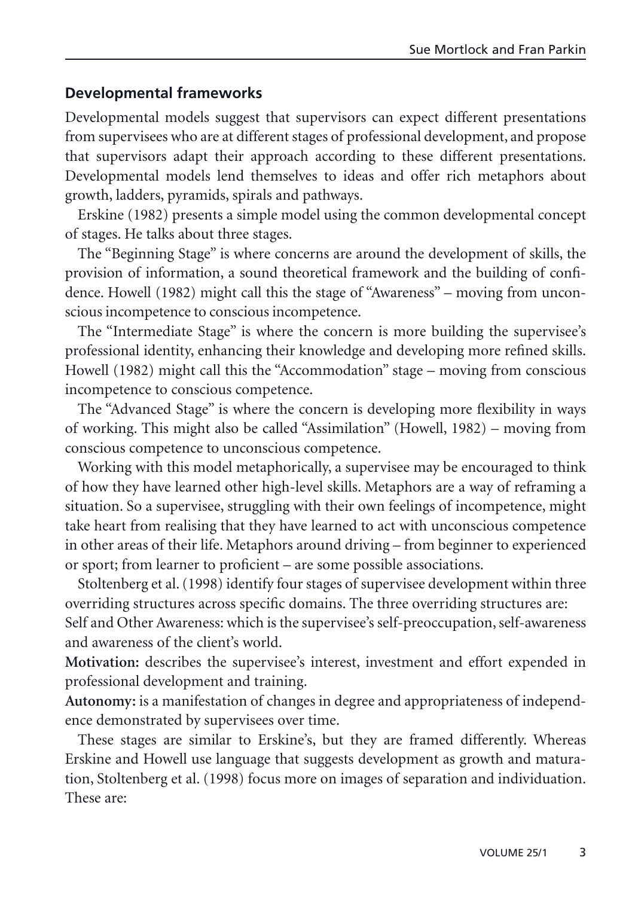## Developmental frameworks

Developmental models suggest that supervisors can expect different presentations from supervisees who are at different stages of professional development, and propose that supervisors adapt their approach according to these different presentations. Developmental models lend themselves to ideas and offer rich metaphors about growth, ladders, pyramids, spirals and pathways.

Erskine (1982) presents a simple model using the common developmental concept of stages. He talks about three stages.

The "Beginning Stage" is where concerns are around the development of skills, the provision of information, a sound theoretical framework and the building of confidence. Howell (1982) might call this the stage of "Awareness" – moving from unconscious incompetence to conscious incompetence.

The "Intermediate Stage" is where the concern is more building the supervisee's professional identity, enhancing their knowledge and developing more refined skills. Howell (1982) might call this the "Accommodation" stage – moving from conscious incompetence to conscious competence.

The "Advanced Stage" is where the concern is developing more flexibility in ways of working. This might also be called "Assimilation" (Howell, 1982) – moving from conscious competence to unconscious competence.

Working with this model metaphorically, a supervisee may be encouraged to think of how they have learned other high-level skills. Metaphors are a way of reframing a situation. So a supervisee, struggling with their own feelings of incompetence, might take heart from realising that they have learned to act with unconscious competence in other areas of their life. Metaphors around driving – from beginner to experienced or sport; from learner to proficient – are some possible associations.

Stoltenberg et al. (1998) identify four stages of supervisee development within three overriding structures across specific domains. The three overriding structures are:
Self and Other Awareness: which is the supervisee's self-preoccupation, self-awareness and awareness of the client's world.
**Motivation:** describes the supervisee's interest, investment and effort expended in professional development and training.
**Autonomy:** is a manifestation of changes in degree and appropriateness of independence demonstrated by supervisees over time.

These stages are similar to Erskine's, but they are framed differently. Whereas Erskine and Howell use language that suggests development as growth and maturation, Stoltenberg et al. (1998) focus more on images of separation and individuation. These are: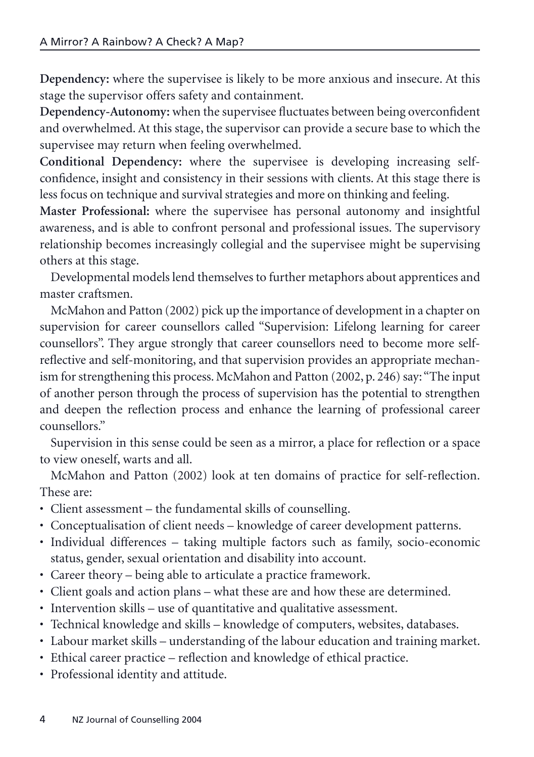**Dependency:** where the supervisee is likely to be more anxious and insecure. At this stage the supervisor offers safety and containment.

**Dependency-Autonomy:** when the supervisee fluctuates between being overconfident and overwhelmed. At this stage, the supervisor can provide a secure base to which the supervisee may return when feeling overwhelmed.

**Conditional Dependency:** where the supervisee is developing increasing self-confidence, insight and consistency in their sessions with clients. At this stage there is less focus on technique and survival strategies and more on thinking and feeling.

**Master Professional:** where the supervisee has personal autonomy and insightful awareness, and is able to confront personal and professional issues. The supervisory relationship becomes increasingly collegial and the supervisee might be supervising others at this stage.

Developmental models lend themselves to further metaphors about apprentices and master craftsmen.

McMahon and Patton (2002) pick up the importance of development in a chapter on supervision for career counsellors called "Supervision: Lifelong learning for career counsellors". They argue strongly that career counsellors need to become more self-reflective and self-monitoring, and that supervision provides an appropriate mechanism for strengthening this process. McMahon and Patton (2002, p. 246) say: "The input of another person through the process of supervision has the potential to strengthen and deepen the reflection process and enhance the learning of professional career counsellors."

Supervision in this sense could be seen as a mirror, a place for reflection or a space to view oneself, warts and all.

McMahon and Patton (2002) look at ten domains of practice for self-reflection. These are:

- Client assessment – the fundamental skills of counselling.
- Conceptualisation of client needs – knowledge of career development patterns.
- Individual differences – taking multiple factors such as family, socio-economic status, gender, sexual orientation and disability into account.
- Career theory – being able to articulate a practice framework.
- Client goals and action plans – what these are and how these are determined.
- Intervention skills – use of quantitative and qualitative assessment.
- Technical knowledge and skills – knowledge of computers, websites, databases.
- Labour market skills – understanding of the labour education and training market.
- Ethical career practice – reflection and knowledge of ethical practice.
- Professional identity and attitude.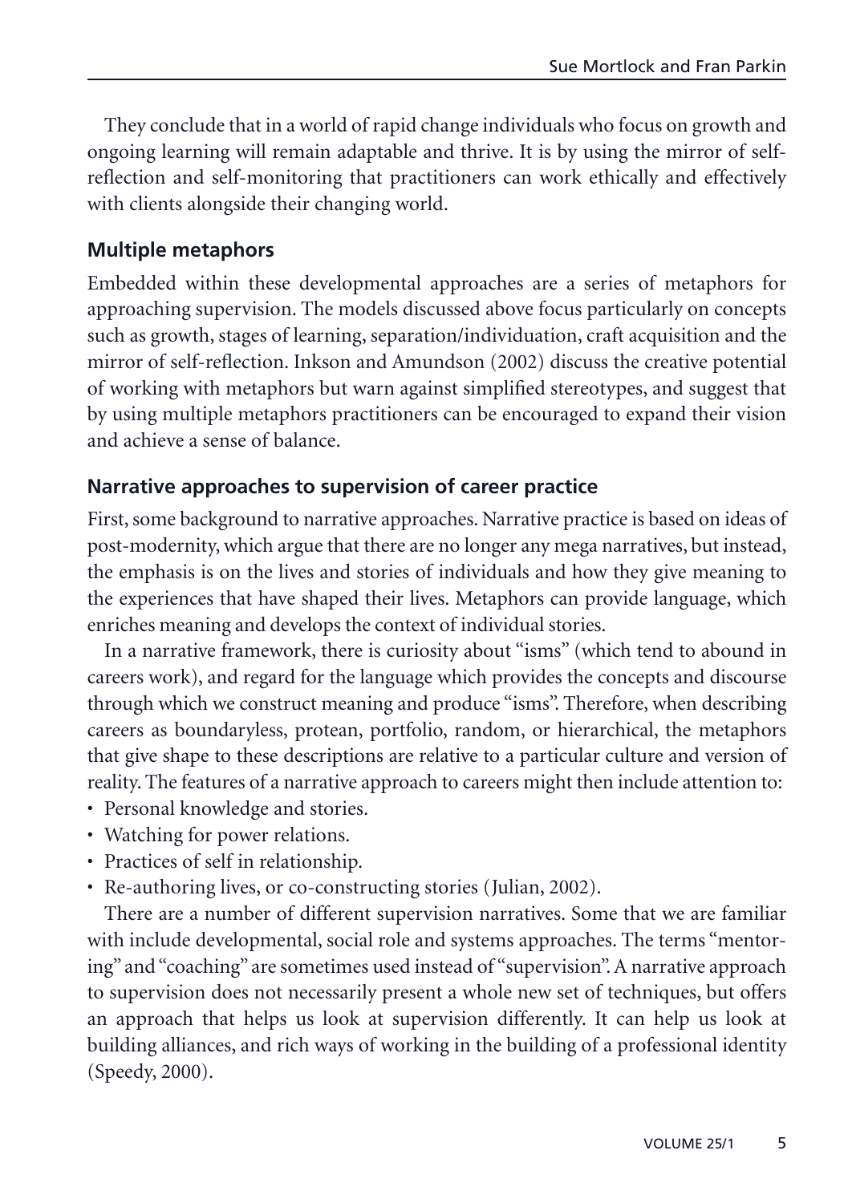They conclude that in a world of rapid change individuals who focus on growth and ongoing learning will remain adaptable and thrive. It is by using the mirror of self-reflection and self-monitoring that practitioners can work ethically and effectively with clients alongside their changing world.

### Multiple metaphors

Embedded within these developmental approaches are a series of metaphors for approaching supervision. The models discussed above focus particularly on concepts such as growth, stages of learning, separation/individuation, craft acquisition and the mirror of self-reflection. Inkson and Amundson (2002) discuss the creative potential of working with metaphors but warn against simplified stereotypes, and suggest that by using multiple metaphors practitioners can be encouraged to expand their vision and achieve a sense of balance.

### Narrative approaches to supervision of career practice

First, some background to narrative approaches. Narrative practice is based on ideas of post-modernity, which argue that there are no longer any mega narratives, but instead, the emphasis is on the lives and stories of individuals and how they give meaning to the experiences that have shaped their lives. Metaphors can provide language, which enriches meaning and develops the context of individual stories.

In a narrative framework, there is curiosity about "isms" (which tend to abound in careers work), and regard for the language which provides the concepts and discourse through which we construct meaning and produce "isms". Therefore, when describing careers as boundaryless, protean, portfolio, random, or hierarchical, the metaphors that give shape to these descriptions are relative to a particular culture and version of reality. The features of a narrative approach to careers might then include attention to:

- Personal knowledge and stories.
- Watching for power relations.
- Practices of self in relationship.
- Re-authoring lives, or co-constructing stories (Julian, 2002).

There are a number of different supervision narratives. Some that we are familiar with include developmental, social role and systems approaches. The terms "mentoring" and "coaching" are sometimes used instead of "supervision". A narrative approach to supervision does not necessarily present a whole new set of techniques, but offers an approach that helps us look at supervision differently. It can help us look at building alliances, and rich ways of working in the building of a professional identity (Speedy, 2000).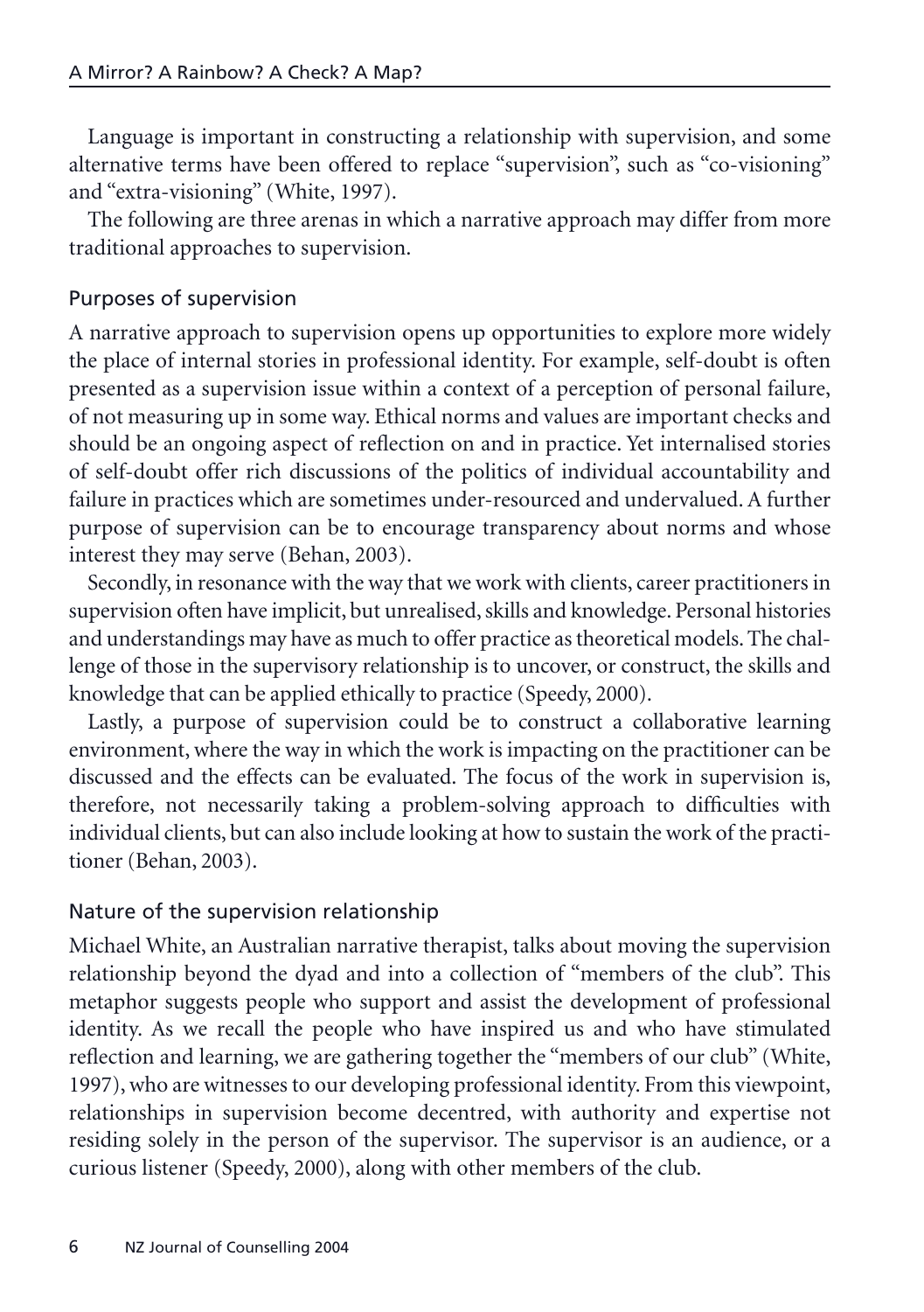Language is important in constructing a relationship with supervision, and some alternative terms have been offered to replace "supervision", such as "co-visioning" and "extra-visioning" (White, 1997).

The following are three arenas in which a narrative approach may differ from more traditional approaches to supervision.

## Purposes of supervision

A narrative approach to supervision opens up opportunities to explore more widely the place of internal stories in professional identity. For example, self-doubt is often presented as a supervision issue within a context of a perception of personal failure, of not measuring up in some way. Ethical norms and values are important checks and should be an ongoing aspect of reflection on and in practice. Yet internalised stories of self-doubt offer rich discussions of the politics of individual accountability and failure in practices which are sometimes under-resourced and undervalued. A further purpose of supervision can be to encourage transparency about norms and whose interest they may serve (Behan, 2003).

Secondly, in resonance with the way that we work with clients, career practitioners in supervision often have implicit, but unrealised, skills and knowledge. Personal histories and understandings may have as much to offer practice as theoretical models. The challenge of those in the supervisory relationship is to uncover, or construct, the skills and knowledge that can be applied ethically to practice (Speedy, 2000).

Lastly, a purpose of supervision could be to construct a collaborative learning environment, where the way in which the work is impacting on the practitioner can be discussed and the effects can be evaluated. The focus of the work in supervision is, therefore, not necessarily taking a problem-solving approach to difficulties with individual clients, but can also include looking at how to sustain the work of the practitioner (Behan, 2003).

## Nature of the supervision relationship

Michael White, an Australian narrative therapist, talks about moving the supervision relationship beyond the dyad and into a collection of "members of the club". This metaphor suggests people who support and assist the development of professional identity. As we recall the people who have inspired us and who have stimulated reflection and learning, we are gathering together the "members of our club" (White, 1997), who are witnesses to our developing professional identity. From this viewpoint, relationships in supervision become decentred, with authority and expertise not residing solely in the person of the supervisor. The supervisor is an audience, or a curious listener (Speedy, 2000), along with other members of the club.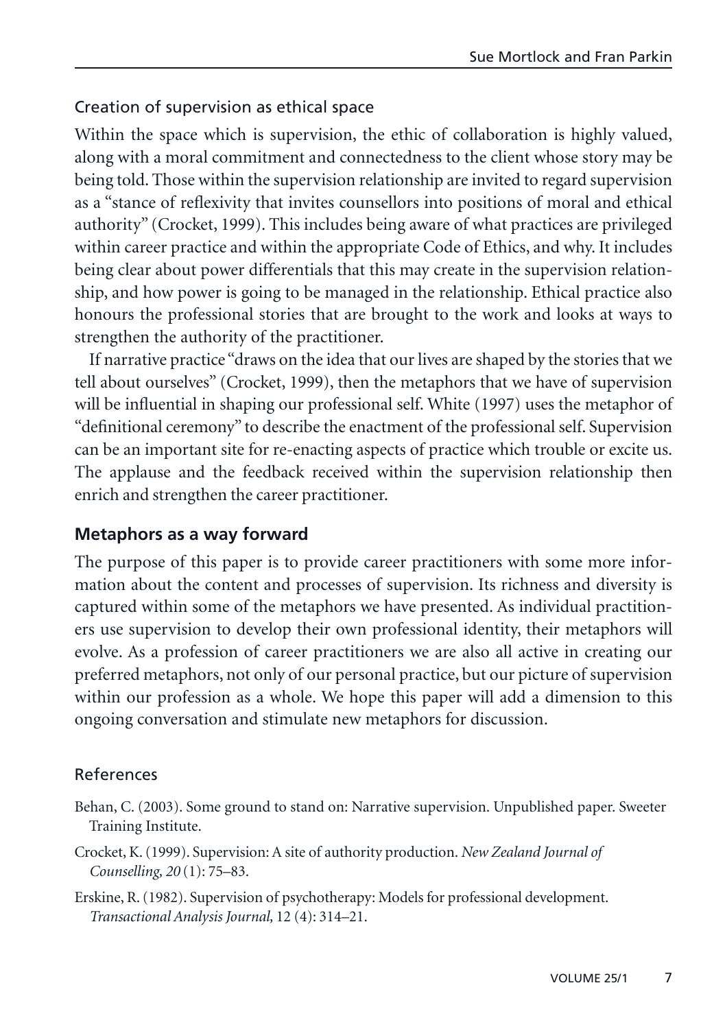### Creation of supervision as ethical space

Within the space which is supervision, the ethic of collaboration is highly valued, along with a moral commitment and connectedness to the client whose story may be being told. Those within the supervision relationship are invited to regard supervision as a "stance of reflexivity that invites counsellors into positions of moral and ethical authority" (Crocket, 1999). This includes being aware of what practices are privileged within career practice and within the appropriate Code of Ethics, and why. It includes being clear about power differentials that this may create in the supervision relationship, and how power is going to be managed in the relationship. Ethical practice also honours the professional stories that are brought to the work and looks at ways to strengthen the authority of the practitioner.

If narrative practice "draws on the idea that our lives are shaped by the stories that we tell about ourselves" (Crocket, 1999), then the metaphors that we have of supervision will be influential in shaping our professional self. White (1997) uses the metaphor of "definitional ceremony" to describe the enactment of the professional self. Supervision can be an important site for re-enacting aspects of practice which trouble or excite us. The applause and the feedback received within the supervision relationship then enrich and strengthen the career practitioner.

## Metaphors as a way forward

The purpose of this paper is to provide career practitioners with some more information about the content and processes of supervision. Its richness and diversity is captured within some of the metaphors we have presented. As individual practitioners use supervision to develop their own professional identity, their metaphors will evolve. As a profession of career practitioners we are also all active in creating our preferred metaphors, not only of our personal practice, but our picture of supervision within our profession as a whole. We hope this paper will add a dimension to this ongoing conversation and stimulate new metaphors for discussion.

## References

Behan, C. (2003). Some ground to stand on: Narrative supervision. Unpublished paper. Sweeter Training Institute.

Crocket, K. (1999). Supervision: A site of authority production. *New Zealand Journal of Counselling, 20* (1): 75–83.

Erskine, R. (1982). Supervision of psychotherapy: Models for professional development. *Transactional Analysis Journal,* 12 (4): 314–21.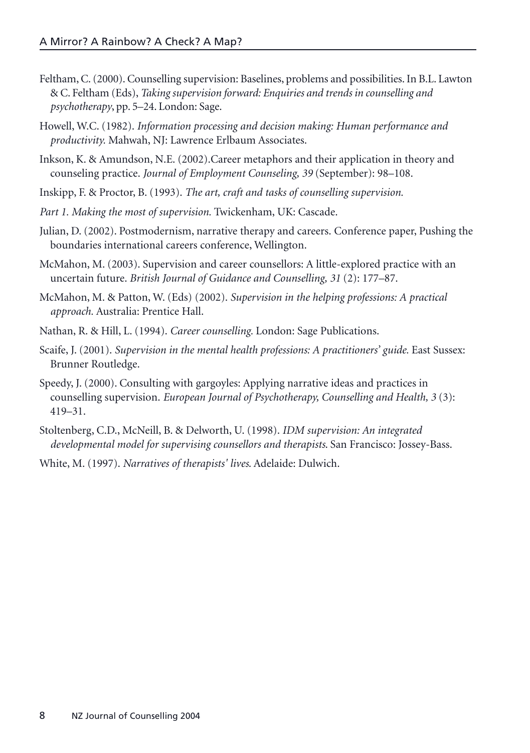Feltham, C. (2000). Counselling supervision: Baselines, problems and possibilities. In B.L. Lawton & C. Feltham (Eds), *Taking supervision forward: Enquiries and trends in counselling and psychotherapy*, pp. 5–24. London: Sage.

Howell, W.C. (1982). *Information processing and decision making: Human performance and productivity.* Mahwah, NJ: Lawrence Erlbaum Associates.

Inkson, K. & Amundson, N.E. (2002).Career metaphors and their application in theory and counseling practice. *Journal of Employment Counseling, 39* (September): 98–108.

Inskipp, F. & Proctor, B. (1993). *The art, craft and tasks of counselling supervision.*

*Part 1. Making the most of supervision.* Twickenham, UK: Cascade.

Julian, D. (2002). Postmodernism, narrative therapy and careers. Conference paper, Pushing the boundaries international careers conference, Wellington.

McMahon, M. (2003). Supervision and career counsellors: A little-explored practice with an uncertain future. *British Journal of Guidance and Counselling, 31* (2): 177–87.

McMahon, M. & Patton, W. (Eds) (2002). *Supervision in the helping professions: A practical approach.* Australia: Prentice Hall.

Nathan, R. & Hill, L. (1994). *Career counselling.* London: Sage Publications.

Scaife, J. (2001). *Supervision in the mental health professions: A practitioners' guide.* East Sussex: Brunner Routledge.

Speedy, J. (2000). Consulting with gargoyles: Applying narrative ideas and practices in counselling supervision. *European Journal of Psychotherapy, Counselling and Health, 3* (3): 419–31.

Stoltenberg, C.D., McNeill, B. & Delworth, U. (1998). *IDM supervision: An integrated developmental model for supervising counsellors and therapists.* San Francisco: Jossey-Bass.

White, M. (1997). *Narratives of therapists' lives.* Adelaide: Dulwich.